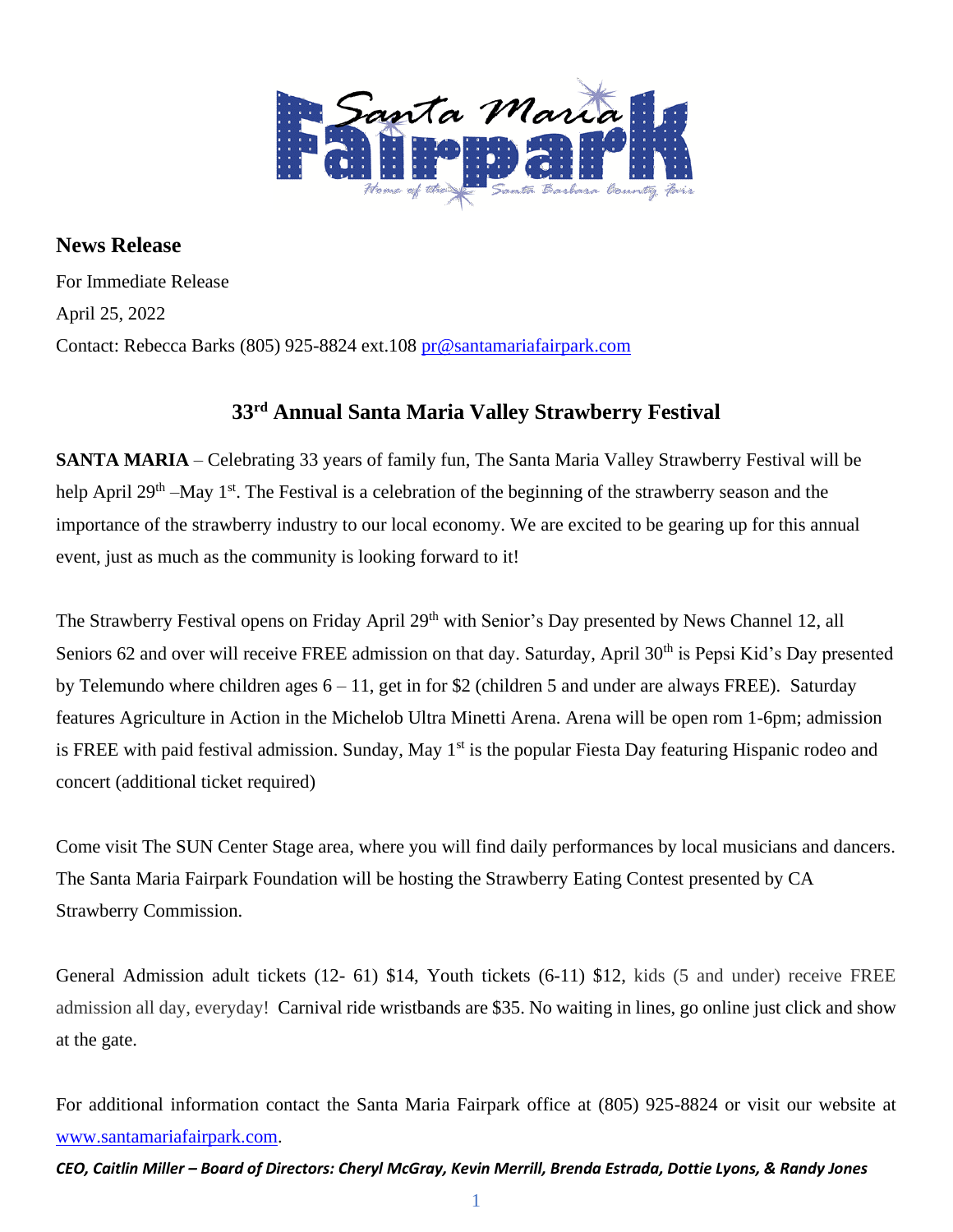## News Release

For Immediate Release

April 25, 2022

Contact: Rebecca Barks (805) 925-8824 ext.108 pr@santamariafairpark.com

# 33rd Annual Santa Maria Valley Strawberry Festival

**SANTA MARIA** – Celebrating 33 years of family fun, The Santa Maria Valley Strawberry Festival will be help April 29th –May 1st. The Festival is a celebration of the beginning of the strawberry season and the importance of the strawberry industry to our local economy. We are excited to be gearing up for this annual event, just as much as the community is looking forward to it!

The Strawberry Festival opens on Friday April 29th with Senior's Day presented by News Channel 12, all Seniors 62 and over will receive FREE admission on that day. Saturday, April 30th is Pepsi Kid's Day presented by Telemundo where children ages 6 – 11, get in for $2 (children 5 and under are always FREE). Saturday features Agriculture in Action in the Michelob Ultra Minetti Arena. Arena will be open rom 1-6pm; admission is FREE with paid festival admission. Sunday, May 1st is the popular Fiesta Day featuring Hispanic rodeo and concert (additional ticket required)

Come visit The SUN Center Stage area, where you will find daily performances by local musicians and dancers. The Santa Maria Fairpark Foundation will be hosting the Strawberry Eating Contest presented by CA Strawberry Commission.

General Admission adult tickets (12- 61) $14, Youth tickets (6-11) $12, kids (5 and under) receive FREE admission all day, everyday! Carnival ride wristbands are $35. No waiting in lines, go online just click and show at the gate.

For additional information contact the Santa Maria Fairpark office at (805) 925-8824 or visit our website at www.santamariafairpark.com.

***CEO, Caitlin Miller – Board of Directors: Cheryl McGray, Kevin Merrill, Brenda Estrada, Dottie Lyons, & Randy Jones***